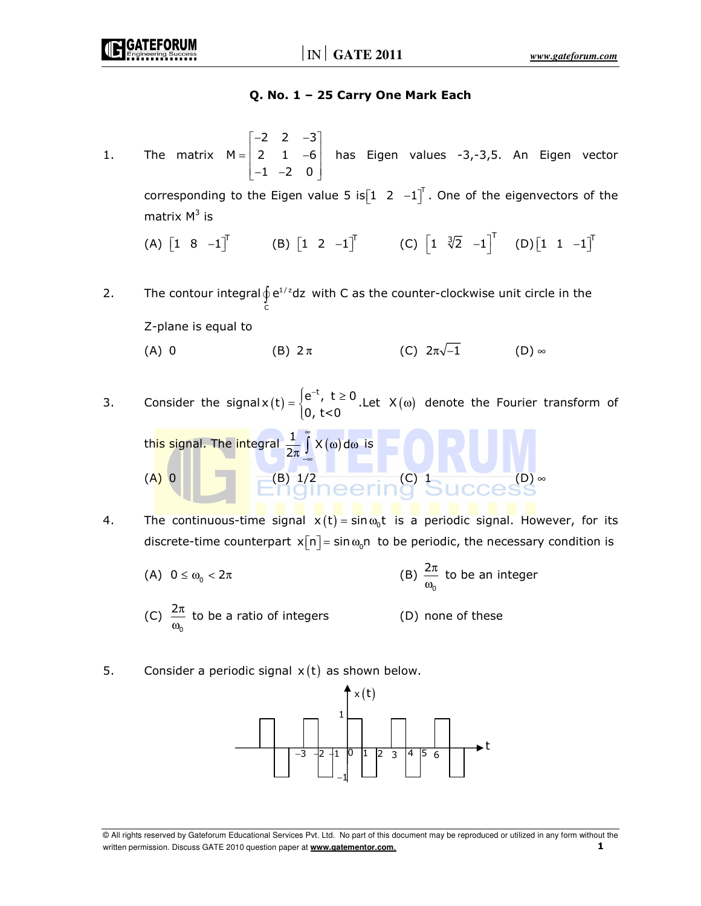## Q. No. 1 – 25 Carry One Mark Each

1. The matrix $M = \begin{bmatrix} -2 & 2 & -3 \\ 2 & 1 & -6 \\ -1 & -2 & 0 \end{bmatrix}$ has Eigen values -3,-3,5. An Eigen vector corresponding to the Eigen value 5 is $\begin{bmatrix} 1 & 2 & -1 \end{bmatrix}^T$. One of the eigenvectors of the matrix $M^3$ is

   (A) $\begin{bmatrix} 1 & 8 & -1 \end{bmatrix}^T$ (B) $\begin{bmatrix} 1 & 2 & -1 \end{bmatrix}^T$ (C) $\begin{bmatrix} 1 & \sqrt[3]{2} & -1 \end{bmatrix}^T$ (D) $\begin{bmatrix} 1 & 1 & -1 \end{bmatrix}^T$

2. The contour integral $\oint_C e^{1/z} dz$ with C as the counter-clockwise unit circle in the Z-plane is equal to

   (A) 0 (B) $2\pi$ (C) $2\pi\sqrt{-1}$ (D) $\infty$

3. Consider the signal $x(t) = \begin{cases} e^{-t}, & t \geq 0 \\ 0, & t<0 \end{cases}$. Let $X(\omega)$ denote the Fourier transform of this signal. The integral $\frac{1}{2\pi}\int_{-\infty}^{\infty} X(\omega) d\omega$ is

   (A) 0 (B) 1/2 (C) 1 (D) $\infty$

4. The continuous-time signal $x(t) = \sin\omega_0 t$ is a periodic signal. However, for its discrete-time counterpart $x[n] = \sin\omega_0 n$ to be periodic, the necessary condition is

   (A) $0 \leq \omega_0 < 2\pi$ (B) $\frac{2\pi}{\omega_0}$ to be an integer

   (C) $\frac{2\pi}{\omega_0}$ to be a ratio of integers (D) none of these

5. Consider a periodic signal $x(t)$ as shown below.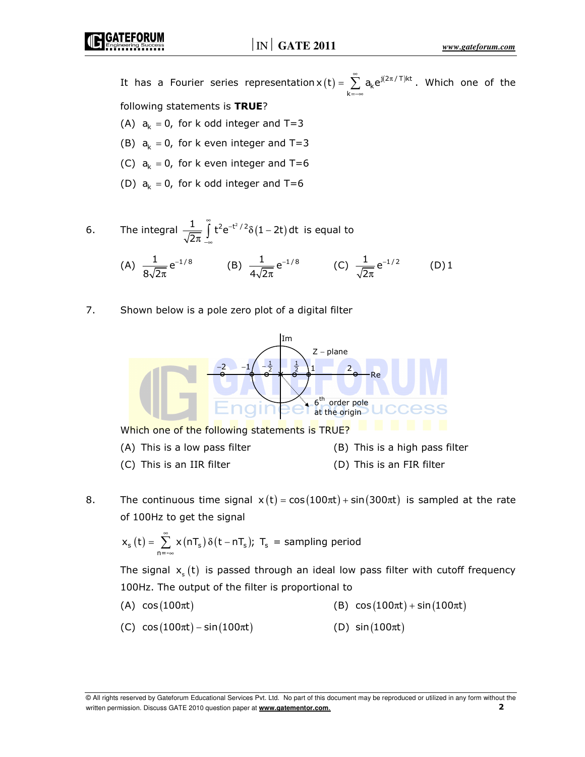It has a Fourier series representation $x(t) = \sum_{k=-\infty}^{\infty} a_k e^{j(2\pi/T)kt}$. Which one of the following statements is **TRUE**?

(A) $a_k = 0$, for k odd integer and T=3

(B) $a_k = 0$, for k even integer and T=3

(C) $a_k = 0$, for k even integer and T=6

(D) $a_k = 0$, for k odd integer and T=6

6. The integral $\frac{1}{\sqrt{2\pi}} \int_{-\infty}^{\infty} t^2 e^{-t^2/2} \delta(1-2t)\, dt$ is equal to

(A) $\frac{1}{8\sqrt{2\pi}} e^{-1/8}$ (B) $\frac{1}{4\sqrt{2\pi}} e^{-1/8}$ (C) $\frac{1}{\sqrt{2\pi}} e^{-1/2}$ (D) 1

7. Shown below is a pole zero plot of a digital filter

Z – plane; zeros at $-2$, $-1$, $-\frac{1}{2}$, $\frac{1}{2}$, $1$, $2$ on the Re axis; $6^{th}$ order pole at the origin

Which one of the following statements is TRUE?

(A) This is a low pass filter (B) This is a high pass filter

(C) This is an IIR filter (D) This is an FIR filter

8. The continuous time signal $x(t) = \cos(100\pi t) + \sin(300\pi t)$ is sampled at the rate of 100Hz to get the signal

$$x_s(t) = \sum_{n=-\infty}^{\infty} x(nT_s)\,\delta(t - nT_s);\; T_s = \text{sampling period}$$

The signal $x_s(t)$ is passed through an ideal low pass filter with cutoff frequency 100Hz. The output of the filter is proportional to

(A) $\cos(100\pi t)$ (B) $\cos(100\pi t) + \sin(100\pi t)$

(C) $\cos(100\pi t) - \sin(100\pi t)$ (D) $\sin(100\pi t)$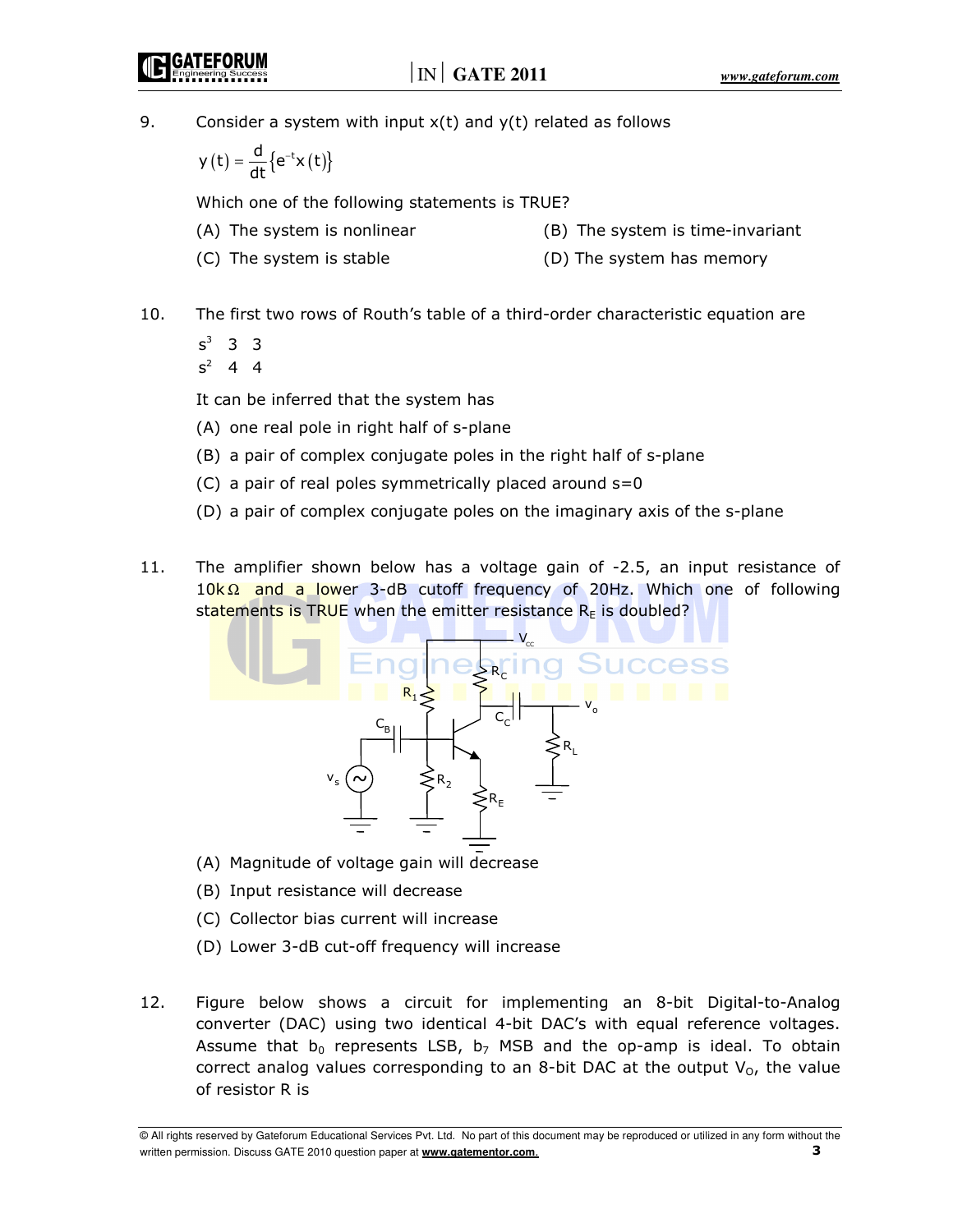9. Consider a system with input x(t) and y(t) related as follows

$$y(t) = \frac{d}{dt}\left\{e^{-t}x(t)\right\}$$

Which one of the following statements is TRUE?

(A) The system is nonlinear  
(B) The system is time-invariant  
(C) The system is stable  
(D) The system has memory

10. The first two rows of Routh's table of a third-order characteristic equation are

| | | |
|---|---|---|
| $s^3$ | 3 | 3 |
| $s^2$ | 4 | 4 |

It can be inferred that the system has

(A) one real pole in right half of s-plane  
(B) a pair of complex conjugate poles in the right half of s-plane  
(C) a pair of real poles symmetrically placed around s=0  
(D) a pair of complex conjugate poles on the imaginary axis of the s-plane

11. The amplifier shown below has a voltage gain of -2.5, an input resistance of $10k\Omega$ and a lower 3-dB cutoff frequency of 20Hz. Which one of following statements is TRUE when the emitter resistance $R_E$ is doubled?

(A) Magnitude of voltage gain will decrease  
(B) Input resistance will decrease  
(C) Collector bias current will increase  
(D) Lower 3-dB cut-off frequency will increase

12. Figure below shows a circuit for implementing an 8-bit Digital-to-Analog converter (DAC) using two identical 4-bit DAC's with equal reference voltages. Assume that $b_0$ represents LSB, $b_7$ MSB and the op-amp is ideal. To obtain correct analog values corresponding to an 8-bit DAC at the output $V_O$, the value of resistor R is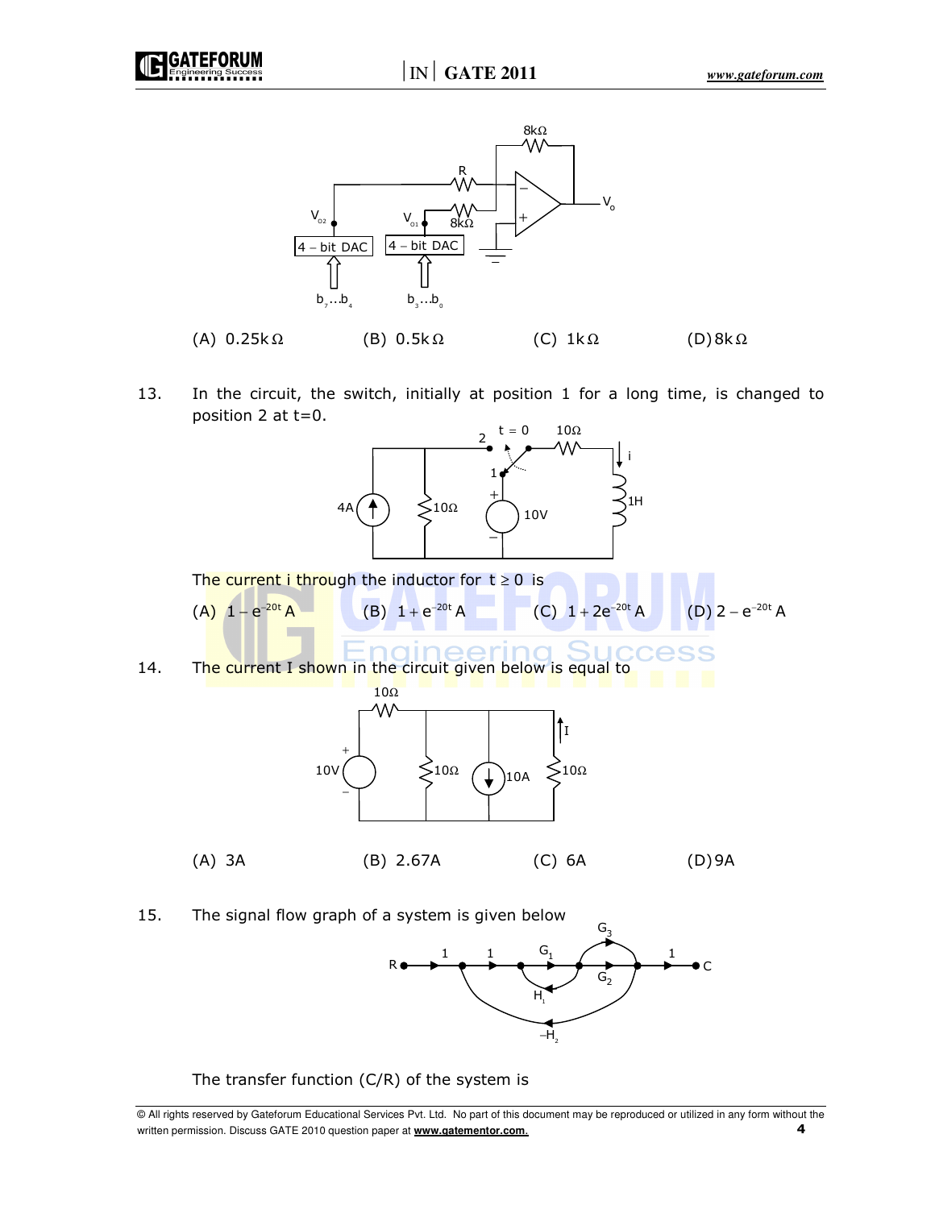(A) $0.25\text{k}\Omega$ (B) $0.5\text{k}\Omega$ (C) $1\text{k}\Omega$ (D) $8\text{k}\Omega$

13. In the circuit, the switch, initially at position 1 for a long time, is changed to position 2 at t=0.

The current i through the inductor for $t \geq 0$ is

(A) $1 - e^{-20t}$ A (B) $1 + e^{-20t}$ A (C) $1 + 2e^{-20t}$ A (D) $2 - e^{-20t}$ A

14. The current I shown in the circuit given below is equal to

(A) 3A (B) 2.67A (C) 6A (D) 9A

15. The signal flow graph of a system is given below

The transfer function (C/R) of the system is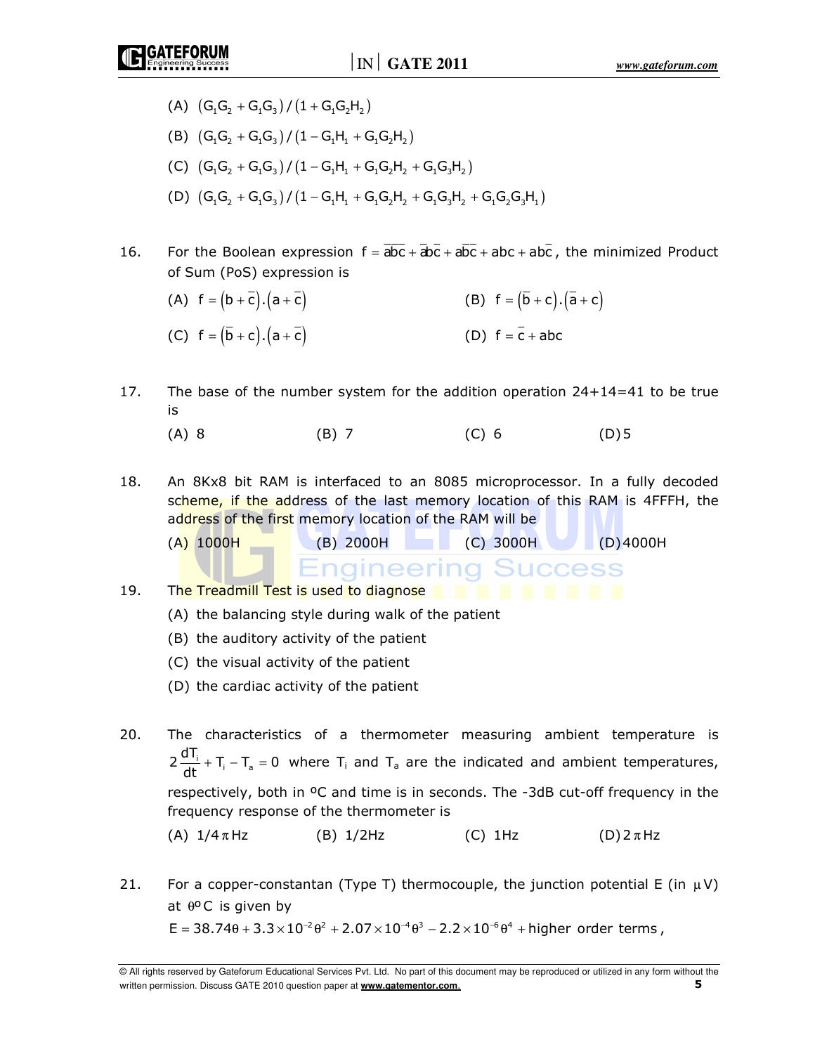(A) $(G_1G_2 + G_1G_3)/(1 + G_1G_2H_2)$

(B) $(G_1G_2 + G_1G_3)/(1 - G_1H_1 + G_1G_2H_2)$

(C) $(G_1G_2 + G_1G_3)/(1 - G_1H_1 + G_1G_2H_2 + G_1G_3H_2)$

(D) $(G_1G_2 + G_1G_3)/(1 - G_1H_1 + G_1G_2H_2 + G_1G_3H_2 + G_1G_2G_3H_1)$

16. For the Boolean expression $f = \bar{a}\bar{b}\bar{c} + \bar{a}b\bar{c} + a\bar{b}\bar{c} + abc + ab\bar{c}$, the minimized Product of Sum (PoS) expression is

(A) $f = (b + \bar{c}).(a + \bar{c})$

(B) $f = (\bar{b} + c).(\bar{a} + c)$

(C) $f = (\bar{b} + c).(a + \bar{c})$

(D) $f = \bar{c} + abc$

17. The base of the number system for the addition operation 24+14=41 to be true is

(A) 8 (B) 7 (C) 6 (D) 5

18. An 8Kx8 bit RAM is interfaced to an 8085 microprocessor. In a fully decoded scheme, if the address of the last memory location of this RAM is 4FFFH, the address of the first memory location of the RAM will be

(A) 1000H (B) 2000H (C) 3000H (D) 4000H

19. The Treadmill Test is used to diagnose

(A) the balancing style during walk of the patient

(B) the auditory activity of the patient

(C) the visual activity of the patient

(D) the cardiac activity of the patient

20. The characteristics of a thermometer measuring ambient temperature is $2\frac{dT_i}{dt} + T_i - T_a = 0$ where $T_i$ and $T_a$ are the indicated and ambient temperatures, respectively, both in ºC and time is in seconds. The -3dB cut-off frequency in the frequency response of the thermometer is

(A) $1/4\pi$ Hz (B) 1/2Hz (C) 1Hz (D) $2\pi$ Hz

21. For a copper-constantan (Type T) thermocouple, the junction potential E (in $\mu$V) at $\theta$ºC is given by

$E = 38.74\theta + 3.3\times10^{-2}\theta^2 + 2.07\times10^{-4}\theta^3 - 2.2\times10^{-6}\theta^4 + \text{higher order terms},$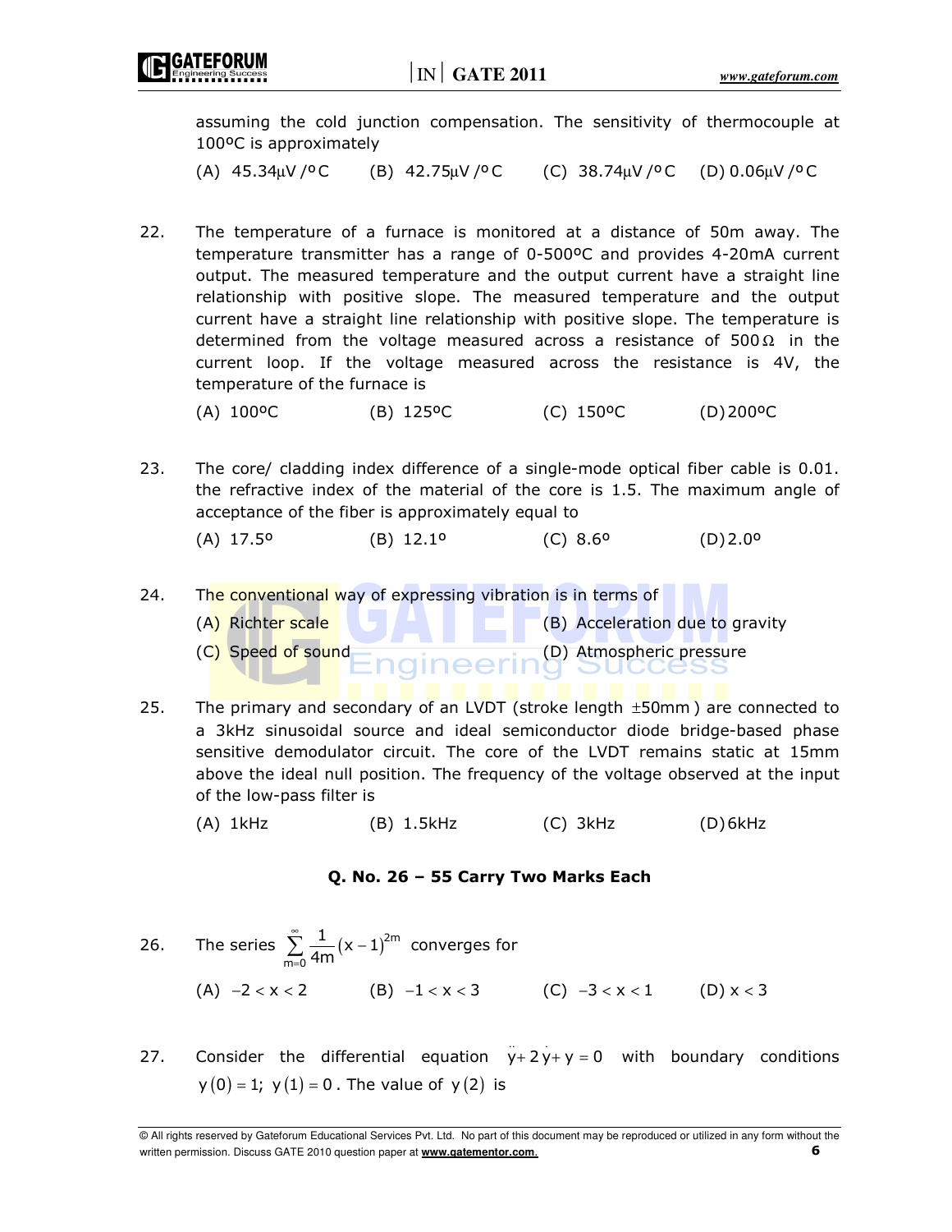assuming the cold junction compensation. The sensitivity of thermocouple at 100ºC is approximately

(A) $45.34\mu V/^{o}C$ (B) $42.75\mu V/^{o}C$ (C) $38.74\mu V/^{o}C$ (D) $0.06\mu V/^{o}C$

22. The temperature of a furnace is monitored at a distance of 50m away. The temperature transmitter has a range of 0-500ºC and provides 4-20mA current output. The measured temperature and the output current have a straight line relationship with positive slope. The measured temperature and the output current have a straight line relationship with positive slope. The temperature is determined from the voltage measured across a resistance of $500\Omega$ in the current loop. If the voltage measured across the resistance is 4V, the temperature of the furnace is

(A) 100ºC (B) 125ºC (C) 150ºC (D) 200ºC

23. The core/ cladding index difference of a single-mode optical fiber cable is 0.01. the refractive index of the material of the core is 1.5. The maximum angle of acceptance of the fiber is approximately equal to

(A) 17.5º (B) 12.1º (C) 8.6º (D) 2.0º

24. The conventional way of expressing vibration is in terms of

(A) Richter scale (B) Acceleration due to gravity

(C) Speed of sound (D) Atmospheric pressure

25. The primary and secondary of an LVDT (stroke length $\pm 50mm$) are connected to a 3kHz sinusoidal source and ideal semiconductor diode bridge-based phase sensitive demodulator circuit. The core of the LVDT remains static at 15mm above the ideal null position. The frequency of the voltage observed at the input of the low-pass filter is

(A) 1kHz (B) 1.5kHz (C) 3kHz (D) 6kHz

### Q. No. 26 – 55 Carry Two Marks Each

26. The series $\sum_{m=0}^{\infty} \frac{1}{4m}(x-1)^{2m}$ converges for

(A) $-2 < x < 2$ (B) $-1 < x < 3$ (C) $-3 < x < 1$ (D) $x < 3$

27. Consider the differential equation $\ddot{y} + 2\dot{y} + y = 0$ with boundary conditions $y(0) = 1;\ y(1) = 0$. The value of $y(2)$ is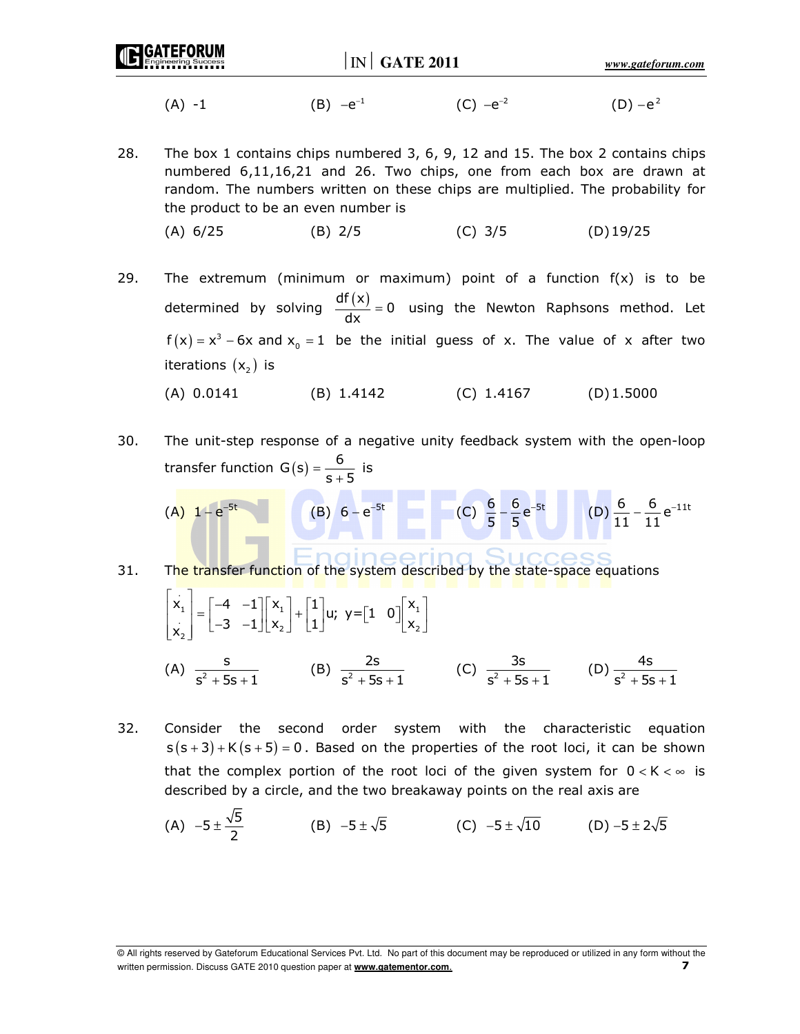(A) -1 (B) $-e^{-1}$ (C) $-e^{-2}$ (D) $-e^{2}$

28. The box 1 contains chips numbered 3, 6, 9, 12 and 15. The box 2 contains chips numbered 6,11,16,21 and 26. Two chips, one from each box are drawn at random. The numbers written on these chips are multiplied. The probability for the product to be an even number is

(A) 6/25 (B) 2/5 (C) 3/5 (D) 19/25

29. The extremum (minimum or maximum) point of a function f(x) is to be determined by solving $\frac{df(x)}{dx}=0$ using the Newton Raphsons method. Let $f(x)=x^3-6x$ and $x_0=1$ be the initial guess of x. The value of x after two iterations $(x_2)$ is

(A) 0.0141 (B) 1.4142 (C) 1.4167 (D) 1.5000

30. The unit-step response of a negative unity feedback system with the open-loop transfer function $G(s)=\frac{6}{s+5}$ is

(A) $1-e^{-5t}$ (B) $6-e^{-5t}$ (C) $\frac{6}{5}-\frac{6}{5}e^{-5t}$ (D) $\frac{6}{11}-\frac{6}{11}e^{-11t}$

31. The transfer function of the system described by the state-space equations

$$\begin{bmatrix} \dot{x}_1 \\ \dot{x}_2 \end{bmatrix} = \begin{bmatrix} -4 & -1 \\ -3 & -1 \end{bmatrix}\begin{bmatrix} x_1 \\ x_2 \end{bmatrix} + \begin{bmatrix} 1 \\ 1 \end{bmatrix}u; \; y=\begin{bmatrix} 1 & 0 \end{bmatrix}\begin{bmatrix} x_1 \\ x_2 \end{bmatrix}$$

(A) $\frac{s}{s^2+5s+1}$ (B) $\frac{2s}{s^2+5s+1}$ (C) $\frac{3s}{s^2+5s+1}$ (D) $\frac{4s}{s^2+5s+1}$

32. Consider the second order system with the characteristic equation $s(s+3)+K(s+5)=0$. Based on the properties of the root loci, it can be shown that the complex portion of the root loci of the given system for $0<K<\infty$ is described by a circle, and the two breakaway points on the real axis are

(A) $-5\pm\frac{\sqrt{5}}{2}$ (B) $-5\pm\sqrt{5}$ (C) $-5\pm\sqrt{10}$ (D) $-5\pm2\sqrt{5}$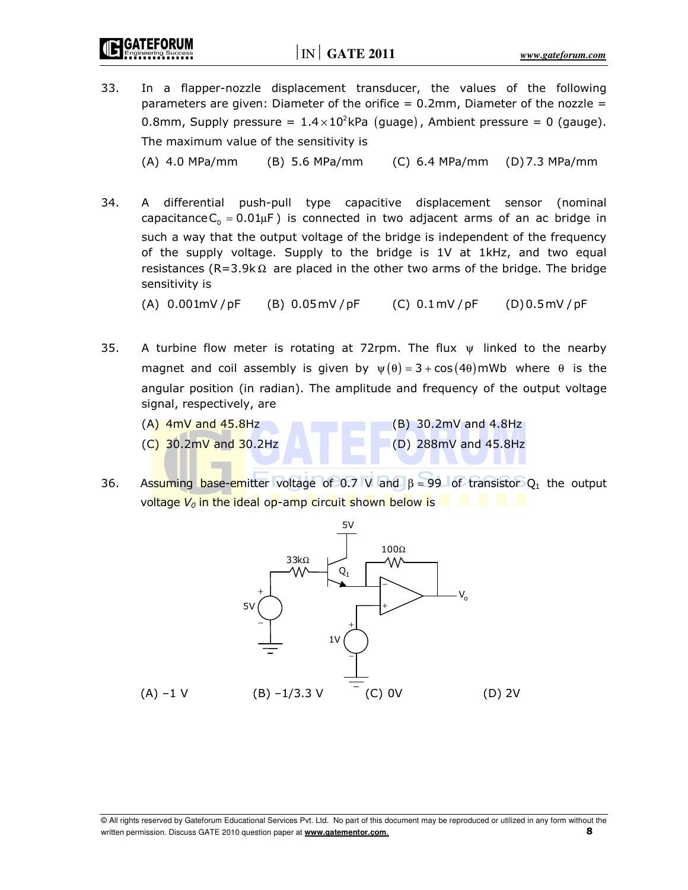33. In a flapper-nozzle displacement transducer, the values of the following parameters are given: Diameter of the orifice = 0.2mm, Diameter of the nozzle = 0.8mm, Supply pressure = $1.4 \times 10^2$kPa (guage), Ambient pressure = 0 (gauge). The maximum value of the sensitivity is

    (A) 4.0 MPa/mm (B) 5.6 MPa/mm (C) 6.4 MPa/mm (D) 7.3 MPa/mm

34. A differential push-pull type capacitive displacement sensor (nominal capacitance $C_0 = 0.01\mu F$) is connected in two adjacent arms of an ac bridge in such a way that the output voltage of the bridge is independent of the frequency of the supply voltage. Supply to the bridge is 1V at 1kHz, and two equal resistances (R=3.9k$\Omega$ are placed in the other two arms of the bridge. The bridge sensitivity is

    (A) 0.001mV/pF (B) 0.05mV/pF (C) 0.1mV/pF (D) 0.5mV/pF

35. A turbine flow meter is rotating at 72rpm. The flux $\psi$ linked to the nearby magnet and coil assembly is given by $\psi(\theta) = 3 + \cos(4\theta)$mWb where $\theta$ is the angular position (in radian). The amplitude and frequency of the output voltage signal, respectively, are

    (A) 4mV and 45.8Hz (B) 30.2mV and 4.8Hz
    (C) 30.2mV and 30.2Hz (D) 288mV and 45.8Hz

36. Assuming base-emitter voltage of 0.7 V and $\beta = 99$ of transistor $Q_1$ the output voltage $V_0$ in the ideal op-amp circuit shown below is

    (A) –1 V (B) –1/3.3 V (C) 0V (D) 2V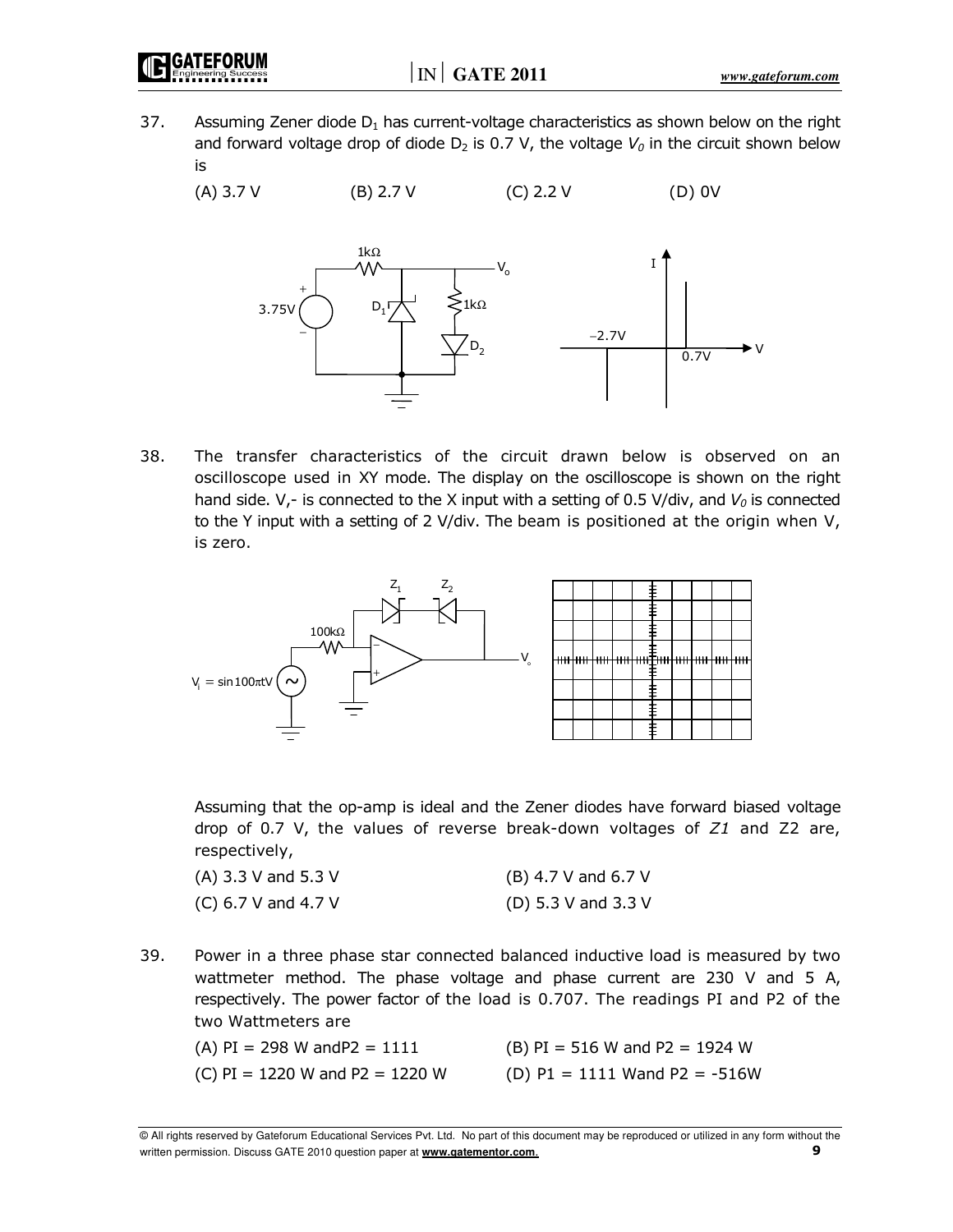37. Assuming Zener diode $D_1$ has current-voltage characteristics as shown below on the right and forward voltage drop of diode $D_2$ is 0.7 V, the voltage $V_0$ in the circuit shown below is

(A) 3.7 V (B) 2.7 V (C) 2.2 V (D) 0V

38. The transfer characteristics of the circuit drawn below is observed on an oscilloscope used in XY mode. The display on the oscilloscope is shown on the right hand side. V,- is connected to the X input with a setting of 0.5 V/div, and $V_0$ is connected to the Y input with a setting of 2 V/div. The beam is positioned at the origin when V, is zero.

Assuming that the op-amp is ideal and the Zener diodes have forward biased voltage drop of 0.7 V, the values of reverse break-down voltages of *Z1* and Z2 are, respectively,

(A) 3.3 V and 5.3 V (B) 4.7 V and 6.7 V

(C) 6.7 V and 4.7 V (D) 5.3 V and 3.3 V

39. Power in a three phase star connected balanced inductive load is measured by two wattmeter method. The phase voltage and phase current are 230 V and 5 A, respectively. The power factor of the load is 0.707. The readings PI and P2 of the two Wattmeters are

(A) PI = 298 W andP2 = 1111 (B) PI = 516 W and P2 = 1924 W

(C) PI = 1220 W and P2 = 1220 W (D) P1 = 1111 Wand P2 = -516W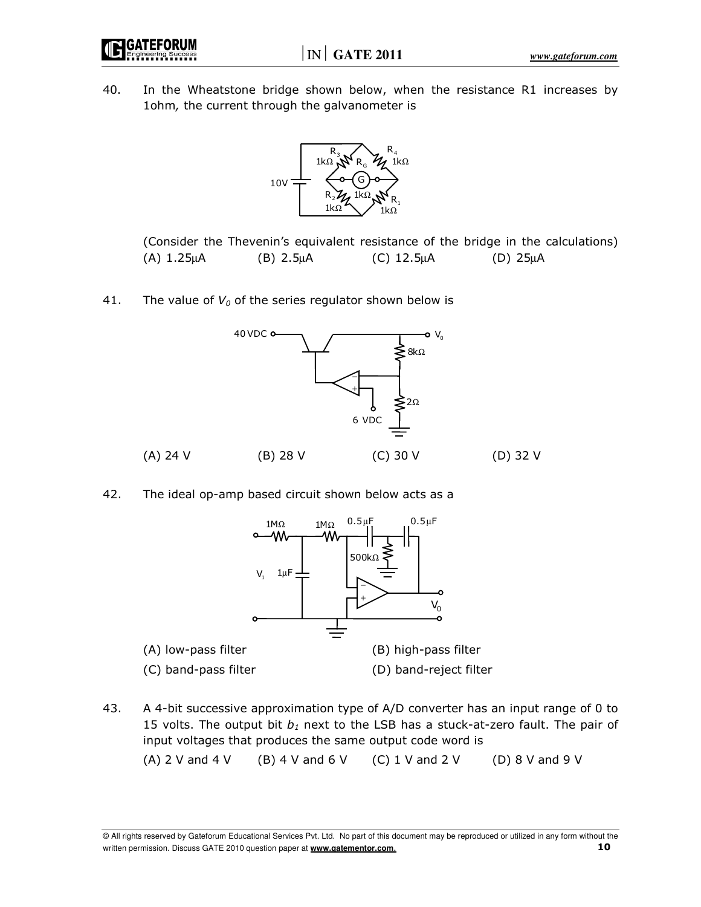40. In the Wheatstone bridge shown below, when the resistance R1 increases by 1ohm, the current through the galvanometer is

(Consider the Thevenin's equivalent resistance of the bridge in the calculations)

(A) 1.25μA (B) 2.5μA (C) 12.5μA (D) 25μA

41. The value of $V_0$ of the series regulator shown below is

(A) 24 V (B) 28 V (C) 30 V (D) 32 V

42. The ideal op-amp based circuit shown below acts as a

(A) low-pass filter (B) high-pass filter

(C) band-pass filter (D) band-reject filter

43. A 4-bit successive approximation type of A/D converter has an input range of 0 to 15 volts. The output bit $b_1$ next to the LSB has a stuck-at-zero fault. The pair of input voltages that produces the same output code word is

(A) 2 V and 4 V (B) 4 V and 6 V (C) 1 V and 2 V (D) 8 V and 9 V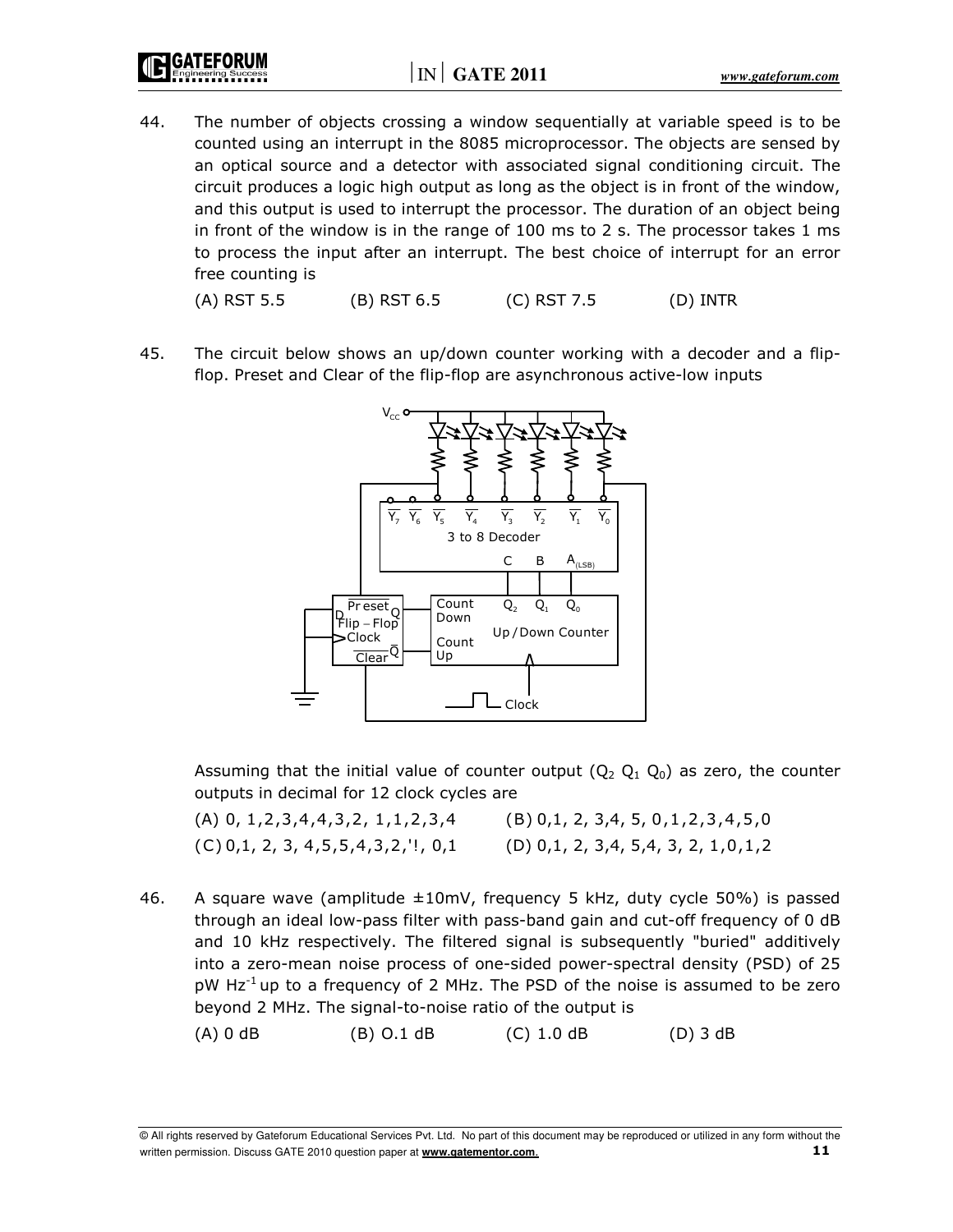44. The number of objects crossing a window sequentially at variable speed is to be counted using an interrupt in the 8085 microprocessor. The objects are sensed by an optical source and a detector with associated signal conditioning circuit. The circuit produces a logic high output as long as the object is in front of the window, and this output is used to interrupt the processor. The duration of an object being in front of the window is in the range of 100 ms to 2 s. The processor takes 1 ms to process the input after an interrupt. The best choice of interrupt for an error free counting is

(A) RST 5.5 (B) RST 6.5 (C) RST 7.5 (D) INTR

45. The circuit below shows an up/down counter working with a decoder and a flip-flop. Preset and Clear of the flip-flop are asynchronous active-low inputs

Assuming that the initial value of counter output ($Q_2\ Q_1\ Q_0$) as zero, the counter outputs in decimal for 12 clock cycles are

(A) 0, 1,2,3,4,4,3,2, 1,1,2,3,4 (B) 0,1, 2, 3,4, 5, 0,1,2,3,4,5,0

(C) 0,1, 2, 3, 4,5,5,4,3,2,'!, 0,1 (D) 0,1, 2, 3,4, 5,4, 3, 2, 1,0,1,2

46. A square wave (amplitude ±10mV, frequency 5 kHz, duty cycle 50%) is passed through an ideal low-pass filter with pass-band gain and cut-off frequency of 0 dB and 10 kHz respectively. The filtered signal is subsequently "buried" additively into a zero-mean noise process of one-sided power-spectral density (PSD) of 25 pW $Hz^{-1}$ up to a frequency of 2 MHz. The PSD of the noise is assumed to be zero beyond 2 MHz. The signal-to-noise ratio of the output is

(A) 0 dB (B) O.1 dB (C) 1.0 dB (D) 3 dB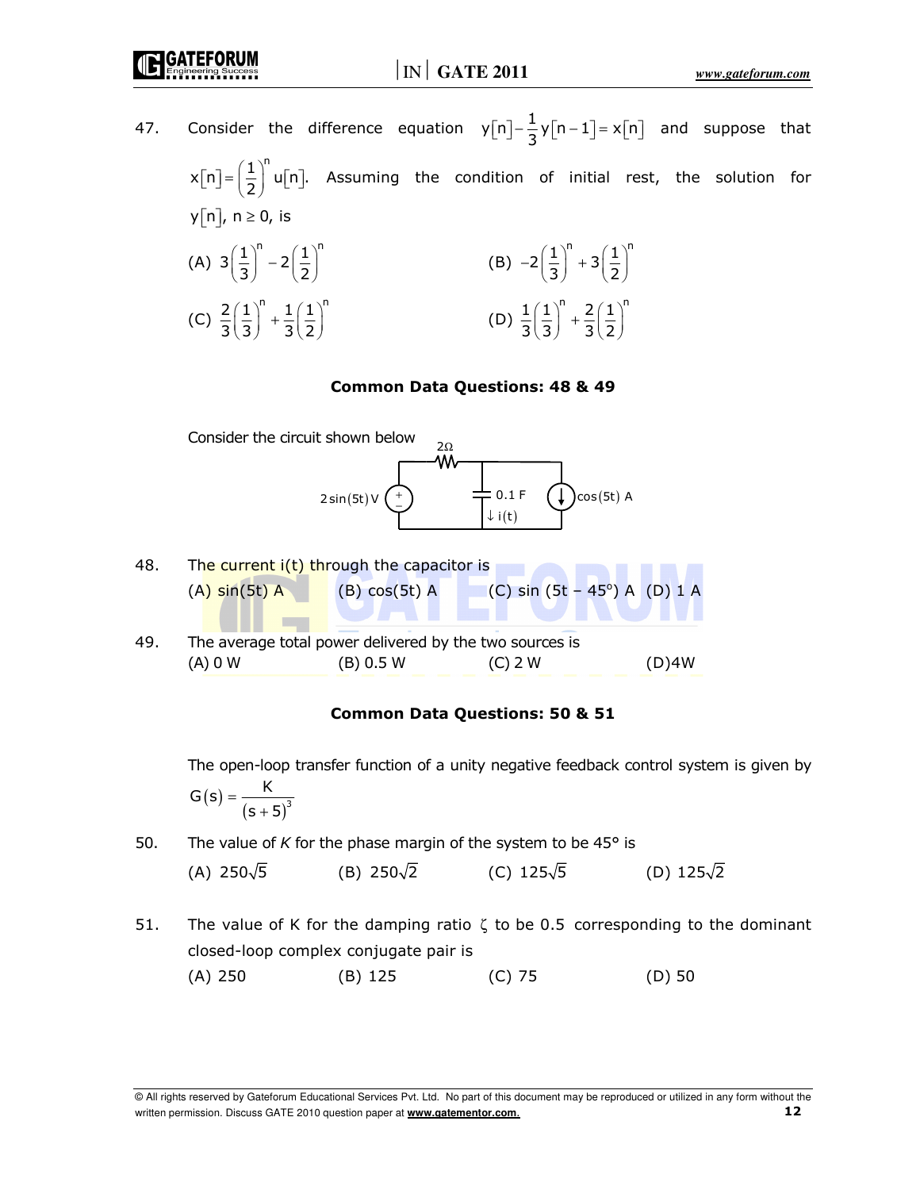47. Consider the difference equation $y[n] - \frac{1}{3}y[n-1] = x[n]$ and suppose that $x[n] = \left(\frac{1}{2}\right)^n u[n]$. Assuming the condition of initial rest, the solution for $y[n]$, $n \geq 0$, is

(A) $3\left(\frac{1}{3}\right)^n - 2\left(\frac{1}{2}\right)^n$  (B) $-2\left(\frac{1}{3}\right)^n + 3\left(\frac{1}{2}\right)^n$

(C) $\frac{2}{3}\left(\frac{1}{3}\right)^n + \frac{1}{3}\left(\frac{1}{2}\right)^n$  (D) $\frac{1}{3}\left(\frac{1}{3}\right)^n + \frac{2}{3}\left(\frac{1}{2}\right)^n$

### Common Data Questions: 48 & 49

Consider the circuit shown below

2Ω
2 sin(5t) V
0.1 F
↓ i(t)
cos(5t) A

48. The current i(t) through the capacitor is

(A) sin(5t) A  (B) cos(5t) A  (C) sin (5t – 45°) A  (D) 1 A

49. The average total power delivered by the two sources is

(A) 0 W  (B) 0.5 W  (C) 2 W  (D)4W

### Common Data Questions: 50 & 51

The open-loop transfer function of a unity negative feedback control system is given by

$$G(s) = \frac{K}{(s+5)^3}$$

50. The value of *K* for the phase margin of the system to be 45° is

(A) $250\sqrt{5}$  (B) $250\sqrt{2}$  (C) $125\sqrt{5}$  (D) $125\sqrt{2}$

51. The value of K for the damping ratio $\zeta$ to be 0.5 corresponding to the dominant closed-loop complex conjugate pair is

(A) 250  (B) 125  (C) 75  (D) 50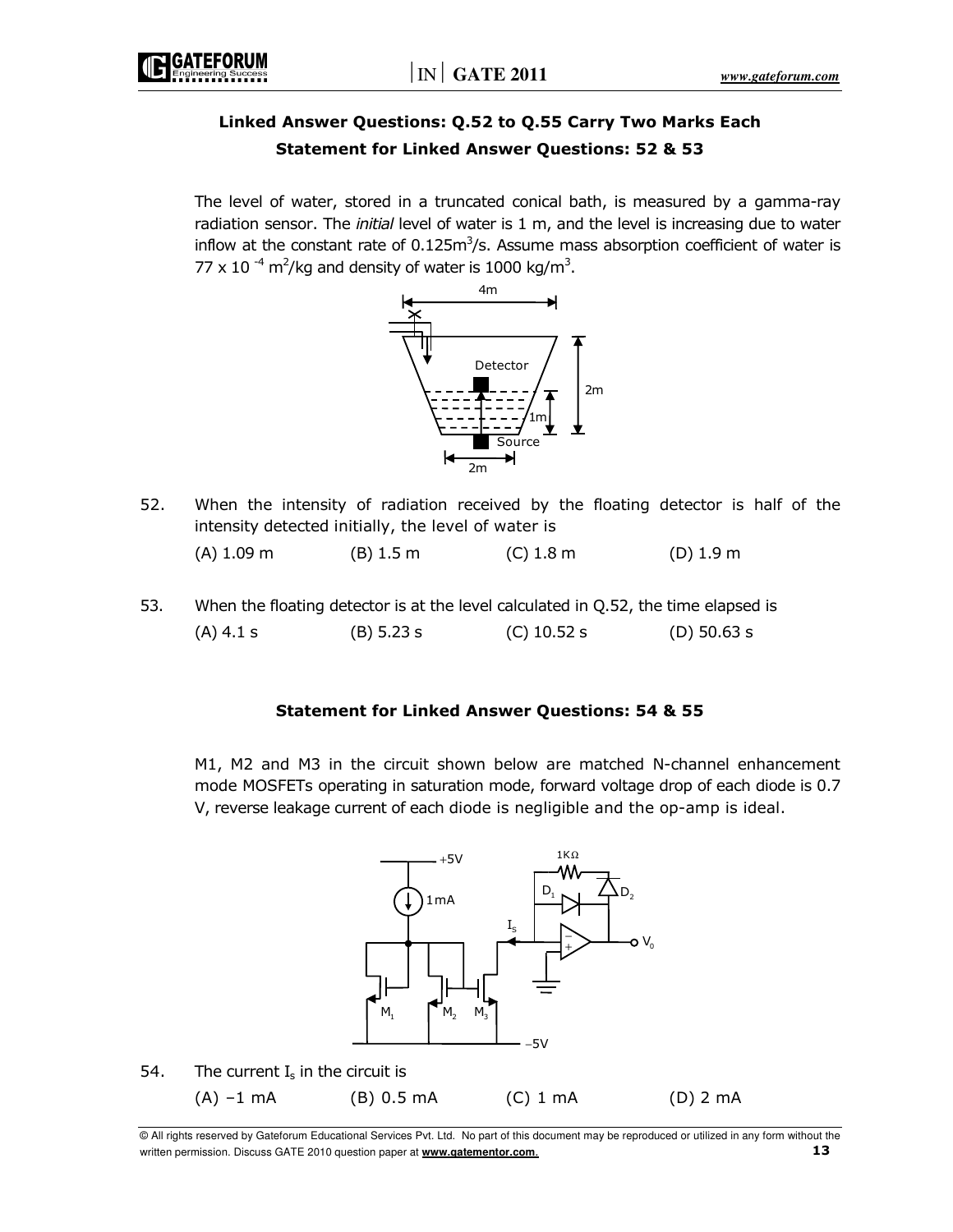### Linked Answer Questions: Q.52 to Q.55 Carry Two Marks Each

### Statement for Linked Answer Questions: 52 & 53

The level of water, stored in a truncated conical bath, is measured by a gamma-ray radiation sensor. The *initial* level of water is 1 m, and the level is increasing due to water inflow at the constant rate of $0.125 m^3/s$. Assume mass absorption coefficient of water is $77 \times 10^{-4} m^2/kg$ and density of water is $1000 kg/m^3$.

52. When the intensity of radiation received by the floating detector is half of the intensity detected initially, the level of water is

    (A) 1.09 m (B) 1.5 m (C) 1.8 m (D) 1.9 m

53. When the floating detector is at the level calculated in Q.52, the time elapsed is

    (A) 4.1 s (B) 5.23 s (C) 10.52 s (D) 50.63 s

### Statement for Linked Answer Questions: 54 & 55

M1, M2 and M3 in the circuit shown below are matched N-channel enhancement mode MOSFETs operating in saturation mode, forward voltage drop of each diode is 0.7 V, reverse leakage current of each diode is negligible and the op-amp is ideal.

54. The current $I_s$ in the circuit is

    (A) –1 mA (B) 0.5 mA (C) 1 mA (D) 2 mA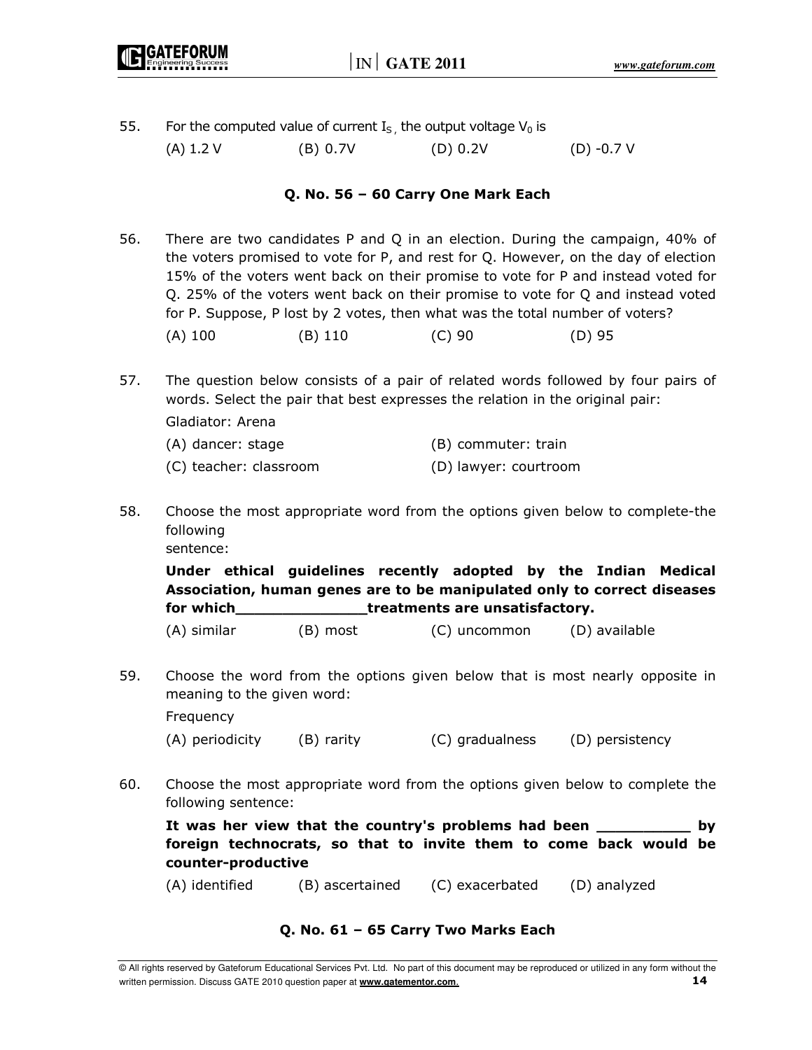55. For the computed value of current $I_S$, the output voltage $V_0$ is

(A) 1.2 V (B) 0.7V (D) 0.2V (D) -0.7 V

### Q. No. 56 – 60 Carry One Mark Each

56. There are two candidates P and Q in an election. During the campaign, 40% of the voters promised to vote for P, and rest for Q. However, on the day of election 15% of the voters went back on their promise to vote for P and instead voted for Q. 25% of the voters went back on their promise to vote for Q and instead voted for P. Suppose, P lost by 2 votes, then what was the total number of voters?

(A) 100 (B) 110 (C) 90 (D) 95

57. The question below consists of a pair of related words followed by four pairs of words. Select the pair that best expresses the relation in the original pair:

Gladiator: Arena

(A) dancer: stage (B) commuter: train

(C) teacher: classroom (D) lawyer: courtroom

58. Choose the most appropriate word from the options given below to complete-the following sentence:

**Under ethical guidelines recently adopted by the Indian Medical Association, human genes are to be manipulated only to correct diseases for which______________treatments are unsatisfactory.**

(A) similar (B) most (C) uncommon (D) available

59. Choose the word from the options given below that is most nearly opposite in meaning to the given word:

Frequency

(A) periodicity (B) rarity (C) gradualness (D) persistency

60. Choose the most appropriate word from the options given below to complete the following sentence:

**It was her view that the country's problems had been __________ by foreign technocrats, so that to invite them to come back would be counter-productive**

(A) identified (B) ascertained (C) exacerbated (D) analyzed

### Q. No. 61 – 65 Carry Two Marks Each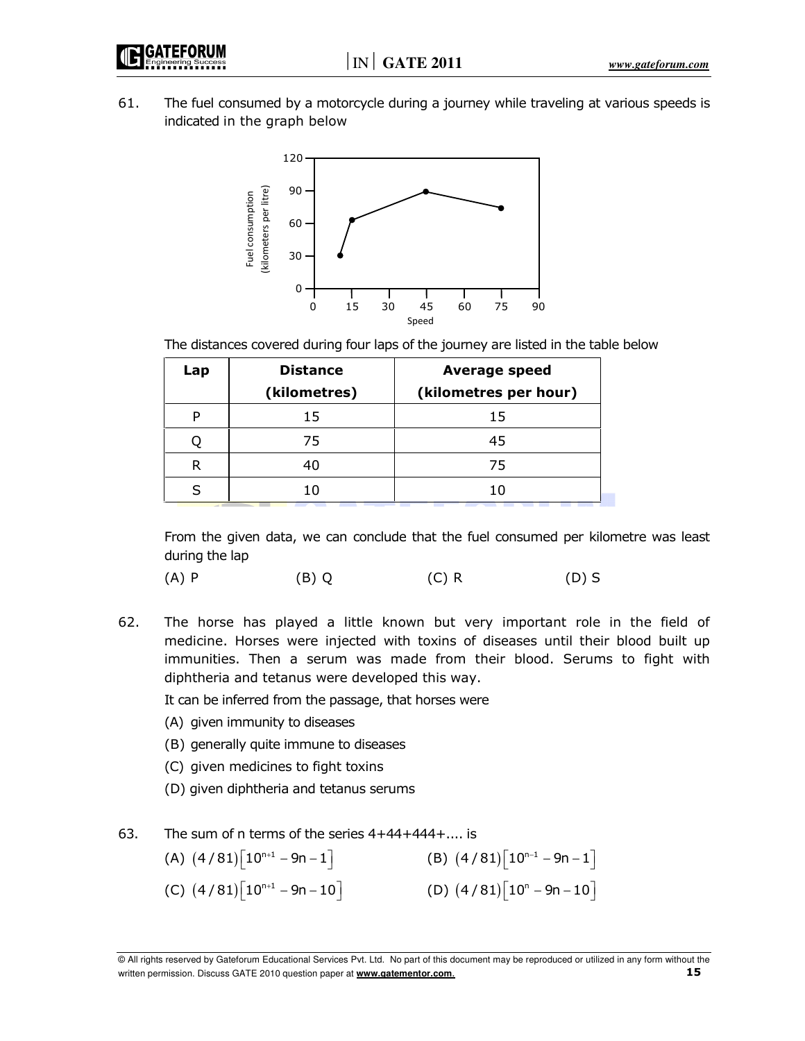61. The fuel consumed by a motorcycle during a journey while traveling at various speeds is indicated in the graph below

The distances covered during four laps of the journey are listed in the table below

| Lap | Distance (kilometres) | Average speed (kilometres per hour) |
|---|---|---|
| P | 15 | 15 |
| Q | 75 | 45 |
| R | 40 | 75 |
| S | 10 | 10 |

From the given data, we can conclude that the fuel consumed per kilometre was least during the lap

(A) P  (B) Q  (C) R  (D) S

62. The horse has played a little known but very important role in the field of medicine. Horses were injected with toxins of diseases until their blood built up immunities. Then a serum was made from their blood. Serums to fight with diphtheria and tetanus were developed this way.

It can be inferred from the passage, that horses were

(A) given immunity to diseases

(B) generally quite immune to diseases

(C) given medicines to fight toxins

(D) given diphtheria and tetanus serums

63. The sum of n terms of the series 4+44+444+.... is

(A) $(4/81)\left[10^{n+1} - 9n - 1\right]$  (B) $(4/81)\left[10^{n-1} - 9n - 1\right]$

(C) $(4/81)\left[10^{n+1} - 9n - 10\right]$  (D) $(4/81)\left[10^{n} - 9n - 10\right]$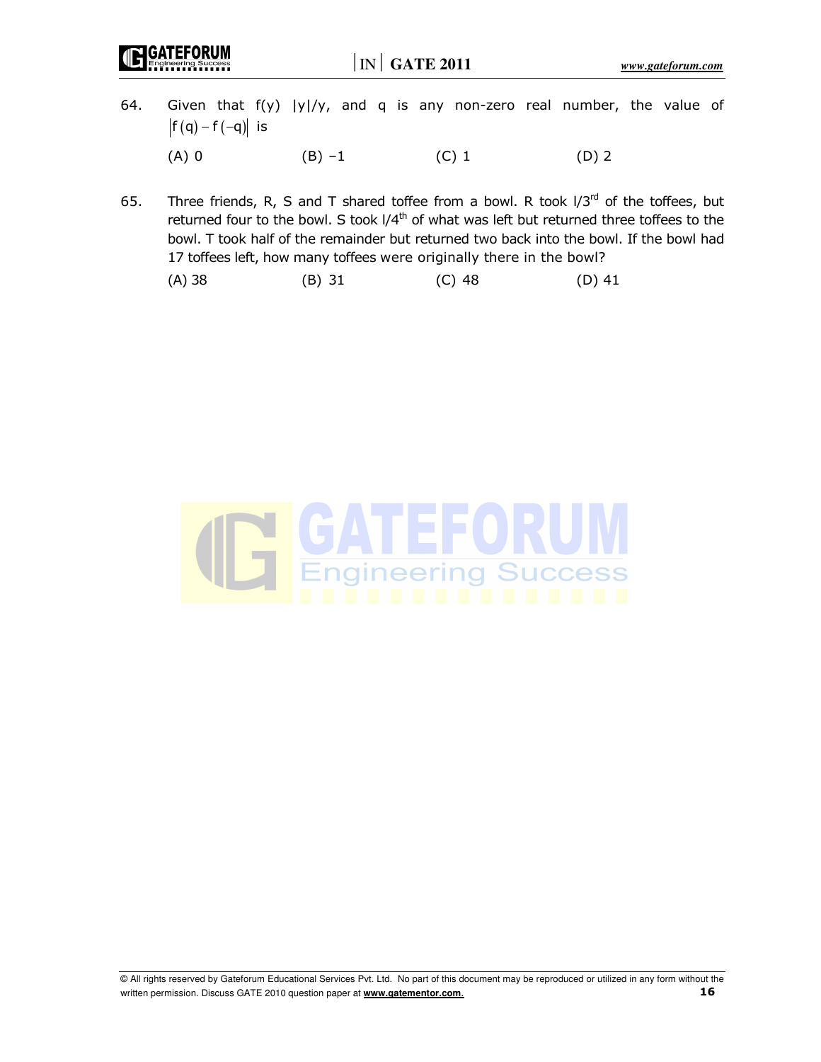64. Given that f(y) |y|/y, and q is any non-zero real number, the value of $\left|f(q)-f(-q)\right|$ is

(A) 0 (B) −1 (C) 1 (D) 2

65. Three friends, R, S and T shared toffee from a bowl. R took l/3rd of the toffees, but returned four to the bowl. S took l/4th of what was left but returned three toffees to the bowl. T took half of the remainder but returned two back into the bowl. If the bowl had 17 toffees left, how many toffees were originally there in the bowl?

(A) 38 (B) 31 (C) 48 (D) 41